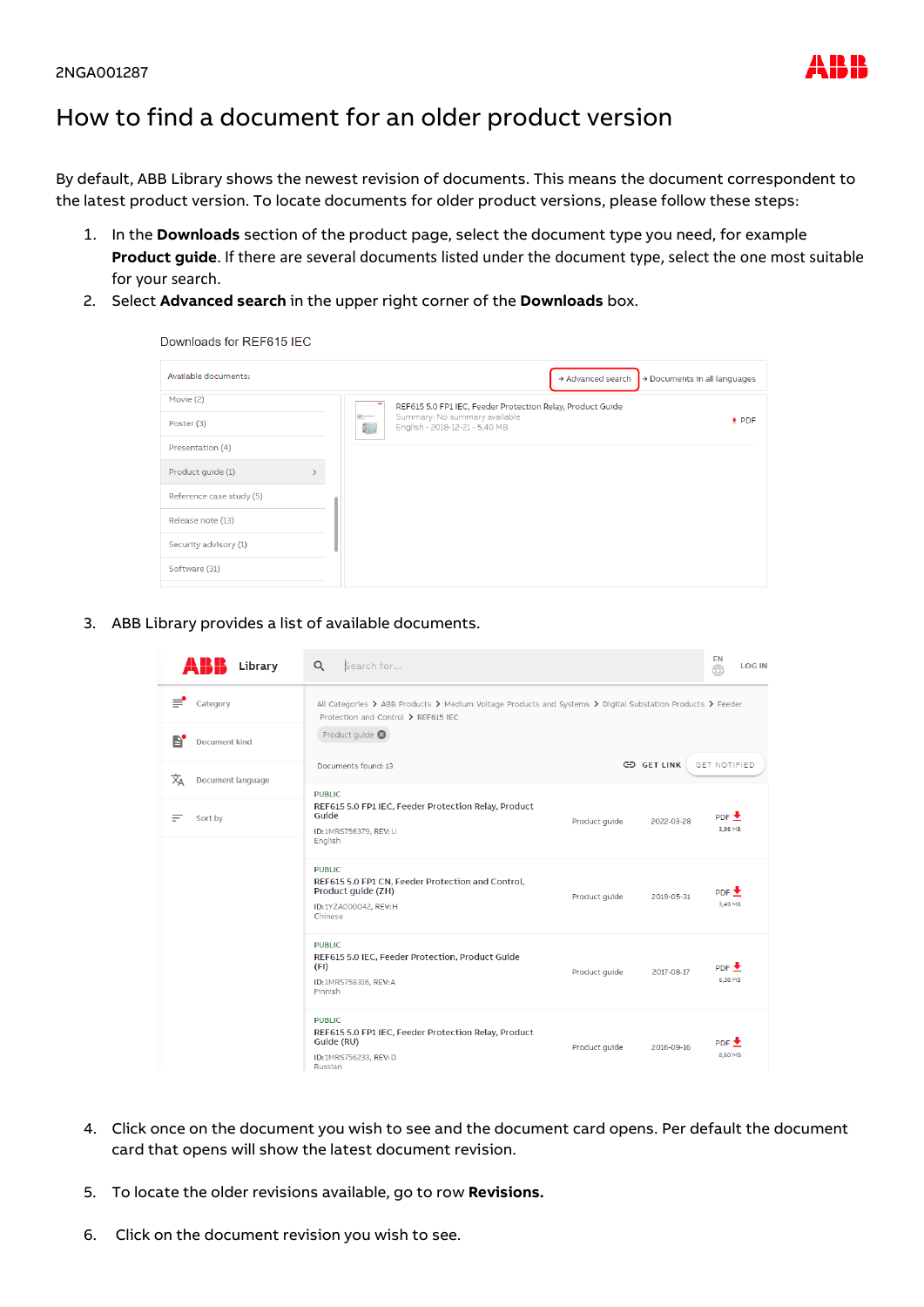2NGA001287

# How to find a document for an older product version

By default, ABB Library shows the newest revision of documents. This means the document correspondent to the latest product version. To locate documents for older product versions, please follow these steps:

1. In the **Downloads** section of the product page, select the document type you need, for example **Product guide**. If there are several documents listed under the document type, select the one most suitable for your search.
2. Select **Advanced search** in the upper right corner of the **Downloads** box.

3. ABB Library provides a list of available documents.

4. Click once on the document you wish to see and the document card opens. Per default the document card that opens will show the latest document revision.
5. To locate the older revisions available, go to row **Revisions.**
6. Click on the document revision you wish to see.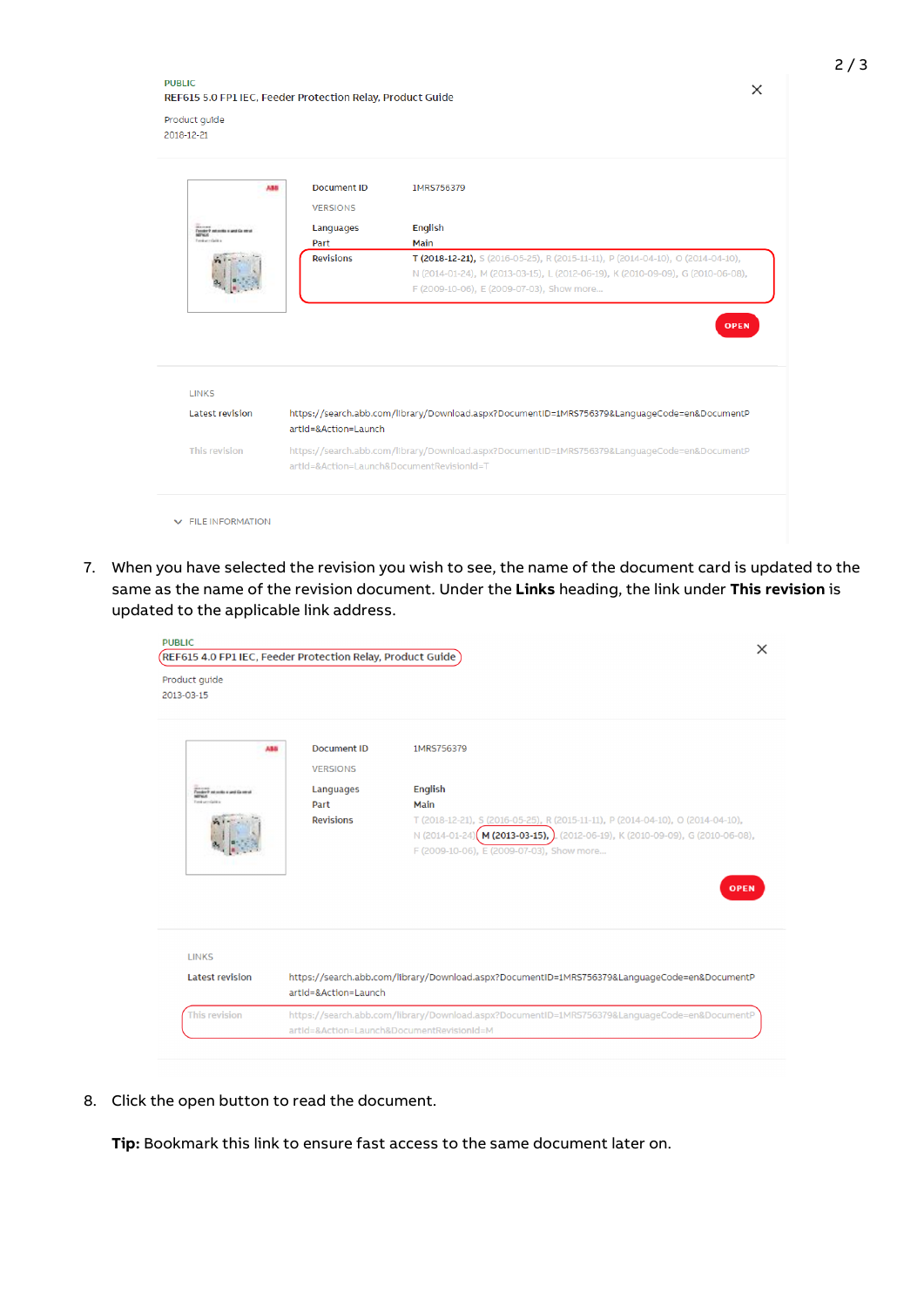PUBLIC

REF615 5.0 FP1 IEC, Feeder Protection Relay, Product Guide

Product guide

2018-12-21

Document ID 1MRS756379

VERSIONS

Languages English

Part Main

Revisions T (2018-12-21), S (2016-05-25), R (2015-11-11), P (2014-04-10), O (2014-04-10), N (2014-01-24), M (2013-03-15), L (2012-06-19), K (2010-09-09), G (2010-06-08), F (2009-10-06), E (2009-07-03), Show more...

OPEN

LINKS

Latest revision https://search.abb.com/library/Download.aspx?DocumentID=1MRS756379&LanguageCode=en&DocumentPartId=&Action=Launch

This revision https://search.abb.com/library/Download.aspx?DocumentID=1MRS756379&LanguageCode=en&DocumentPartId=&Action=Launch&DocumentRevisionId=T

FILE INFORMATION

7. When you have selected the revision you wish to see, the name of the document card is updated to the same as the name of the revision document. Under the **Links** heading, the link under **This revision** is updated to the applicable link address.

PUBLIC

REF615 4.0 FP1 IEC, Feeder Protection Relay, Product Guide

Product guide

2013-03-15

Document ID 1MRS756379

VERSIONS

Languages English

Part Main

Revisions T (2018-12-21), S (2016-05-25), R (2015-11-11), P (2014-04-10), O (2014-04-10), N (2014-01-24), M (2013-03-15), L (2012-06-19), K (2010-09-09), G (2010-06-08), F (2009-10-06), E (2009-07-03), Show more...

OPEN

LINKS

Latest revision https://search.abb.com/library/Download.aspx?DocumentID=1MRS756379&LanguageCode=en&DocumentPartId=&Action=Launch

This revision https://search.abb.com/library/Download.aspx?DocumentID=1MRS756379&LanguageCode=en&DocumentPartId=&Action=Launch&DocumentRevisionId=M

8. Click the open button to read the document.

   **Tip:** Bookmark this link to ensure fast access to the same document later on.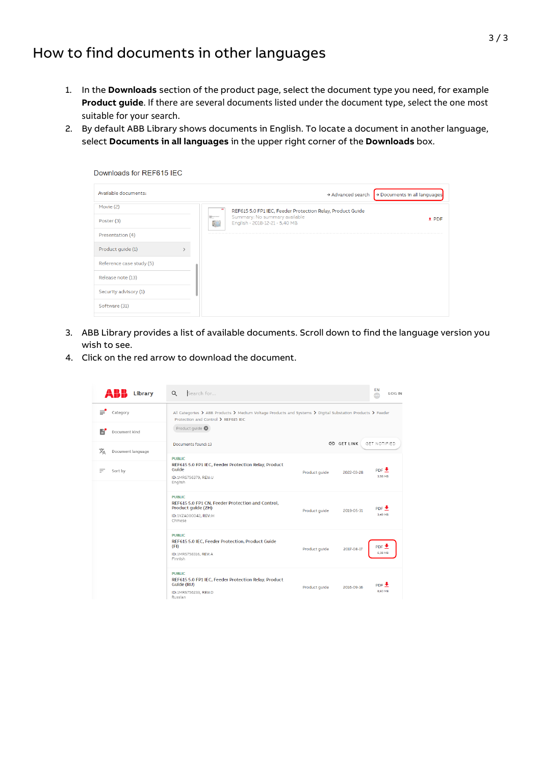# How to find documents in other languages

1. In the **Downloads** section of the product page, select the document type you need, for example **Product guide**. If there are several documents listed under the document type, select the one most suitable for your search.
2. By default ABB Library shows documents in English. To locate a document in another language, select **Documents in all languages** in the upper right corner of the **Downloads** box.

3. ABB Library provides a list of available documents. Scroll down to find the language version you wish to see.
4. Click on the red arrow to download the document.